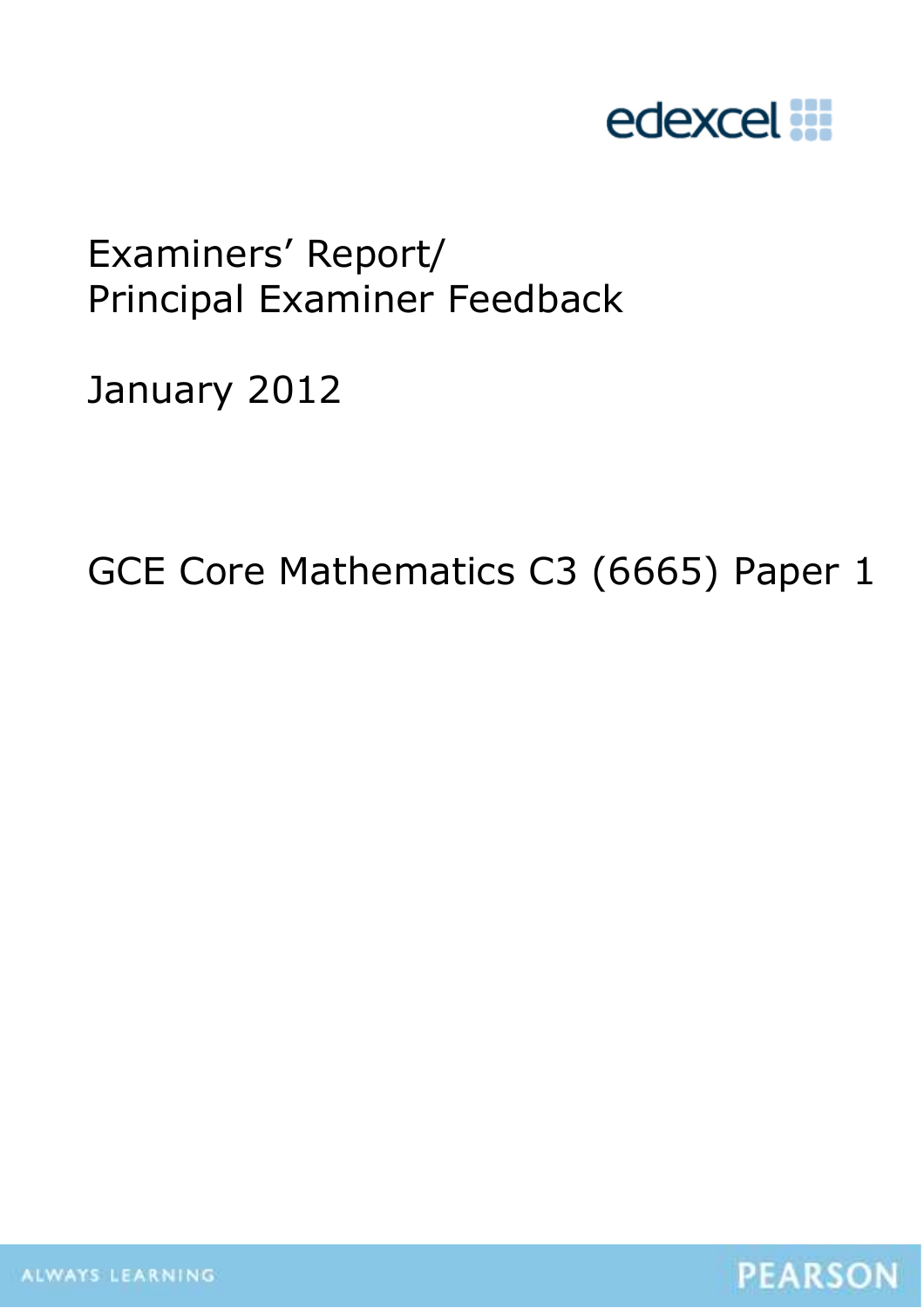edexcel

# Examiners' Report/ Principal Examiner Feedback

January 2012

## GCE Core Mathematics C3 (6665) Paper 1

ALWAYS LEARNING

PEARSON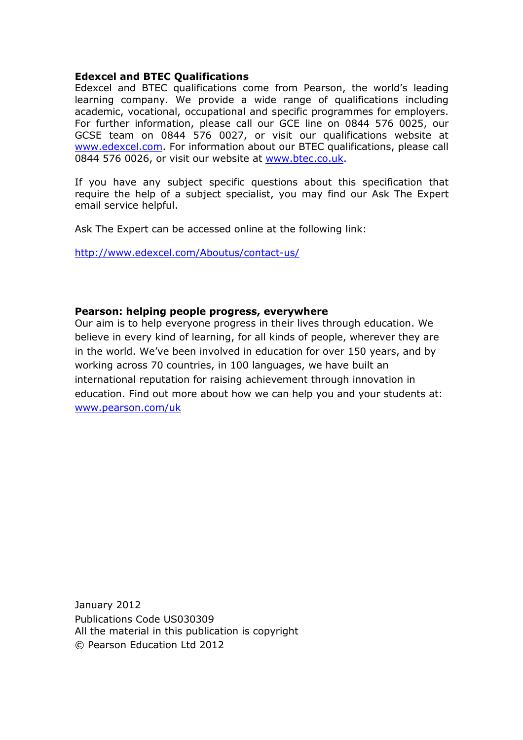**Edexcel and BTEC Qualifications**

Edexcel and BTEC qualifications come from Pearson, the world's leading learning company. We provide a wide range of qualifications including academic, vocational, occupational and specific programmes for employers. For further information, please call our GCE line on 0844 576 0025, our GCSE team on 0844 576 0027, or visit our qualifications website at www.edexcel.com. For information about our BTEC qualifications, please call 0844 576 0026, or visit our website at www.btec.co.uk.

If you have any subject specific questions about this specification that require the help of a subject specialist, you may find our Ask The Expert email service helpful.

Ask The Expert can be accessed online at the following link:

http://www.edexcel.com/Aboutus/contact-us/

**Pearson: helping people progress, everywhere**

Our aim is to help everyone progress in their lives through education. We believe in every kind of learning, for all kinds of people, wherever they are in the world. We've been involved in education for over 150 years, and by working across 70 countries, in 100 languages, we have built an international reputation for raising achievement through innovation in education. Find out more about how we can help you and your students at: www.pearson.com/uk

January 2012
Publications Code US030309
All the material in this publication is copyright
© Pearson Education Ltd 2012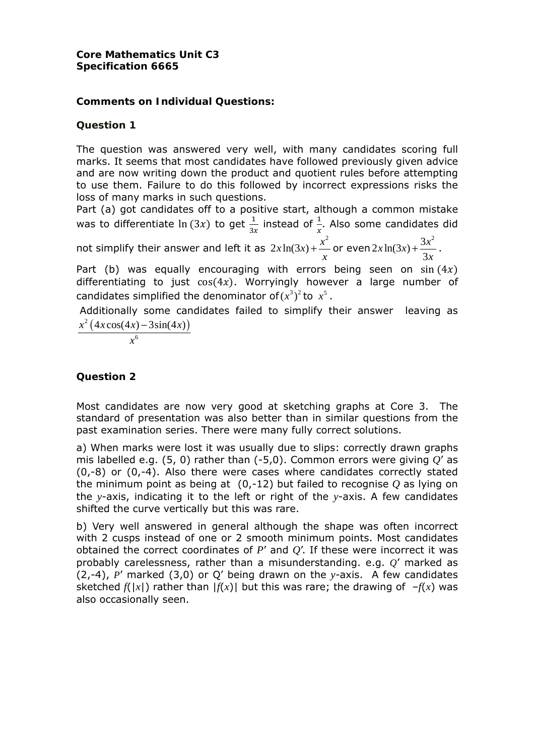**Core Mathematics Unit C3**
**Specification 6665**

**Comments on Individual Questions:**

**Question 1**

The question was answered very well, with many candidates scoring full marks. It seems that most candidates have followed previously given advice and are now writing down the product and quotient rules before attempting to use them. Failure to do this followed by incorrect expressions risks the loss of many marks in such questions.
Part (a) got candidates off to a positive start, although a common mistake was to differentiate $\ln(3x)$ to get $\frac{1}{3x}$ instead of $\frac{1}{x}$. Also some candidates did not simplify their answer and left it as $2x\ln(3x)+\frac{x^2}{x}$ or even $2x\ln(3x)+\frac{3x^2}{3x}$.
Part (b) was equally encouraging with errors being seen on $\sin(4x)$ differentiating to just $\cos(4x)$. Worryingly however a large number of candidates simplified the denominator of $(x^3)^2$ to $x^5$.
Additionally some candidates failed to simplify their answer leaving as $\frac{x^2\left(4x\cos(4x)-3\sin(4x)\right)}{x^6}$

**Question 2**

Most candidates are now very good at sketching graphs at Core 3. The standard of presentation was also better than in similar questions from the past examination series. There were many fully correct solutions.

a) When marks were lost it was usually due to slips: correctly drawn graphs mis labelled e.g. (5, 0) rather than (-5,0). Common errors were giving $Q'$ as (0,-8) or (0,-4). Also there were cases where candidates correctly stated the minimum point as being at (0,-12) but failed to recognise $Q$ as lying on the $y$-axis, indicating it to the left or right of the $y$-axis. A few candidates shifted the curve vertically but this was rare.

b) Very well answered in general although the shape was often incorrect with 2 cusps instead of one or 2 smooth minimum points. Most candidates obtained the correct coordinates of $P'$ and $Q'$. If these were incorrect it was probably carelessness, rather than a misunderstanding. e.g. $Q'$ marked as (2,-4), $P'$ marked (3,0) or Q′ being drawn on the $y$-axis. A few candidates sketched $f(|x|)$ rather than $|f(x)|$ but this was rare; the drawing of $-f(x)$ was also occasionally seen.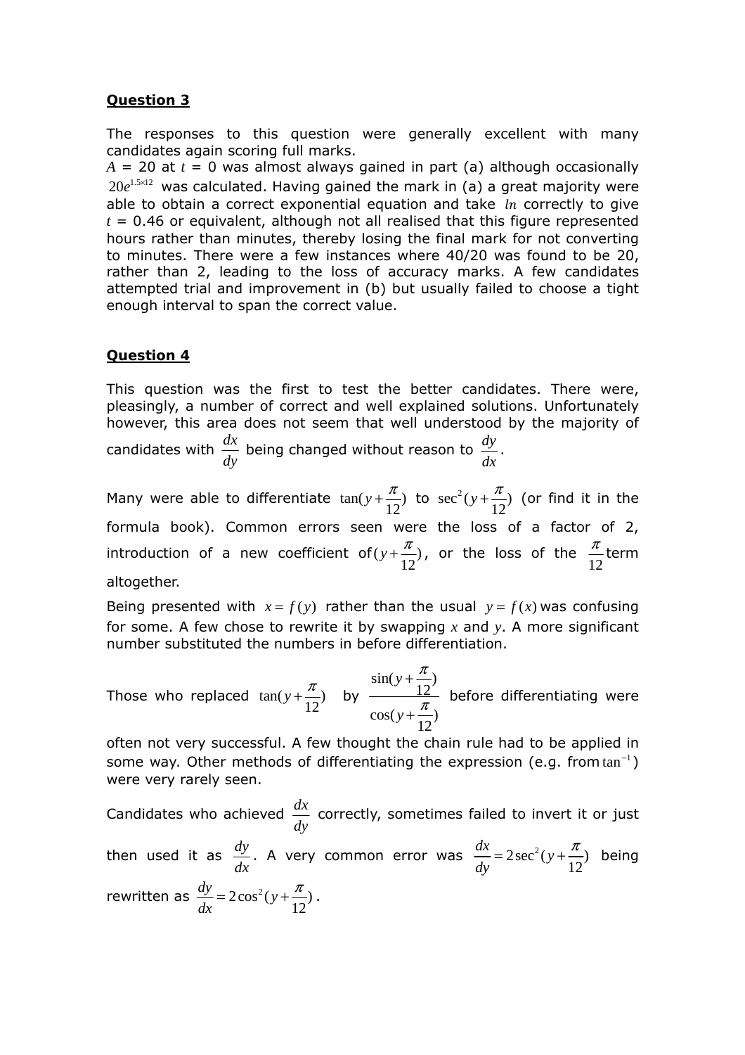**Question 3**

The responses to this question were generally excellent with many candidates again scoring full marks.
$A$ = 20 at $t$ = 0 was almost always gained in part (a) although occasionally $20e^{1.5\times12}$ was calculated. Having gained the mark in (a) a great majority were able to obtain a correct exponential equation and take $ln$ correctly to give $t$ = 0.46 or equivalent, although not all realised that this figure represented hours rather than minutes, thereby losing the final mark for not converting to minutes. There were a few instances where 40/20 was found to be 20, rather than 2, leading to the loss of accuracy marks. A few candidates attempted trial and improvement in (b) but usually failed to choose a tight enough interval to span the correct value.

**Question 4**

This question was the first to test the better candidates. There were, pleasingly, a number of correct and well explained solutions. Unfortunately however, this area does not seem that well understood by the majority of candidates with $\frac{dx}{dy}$ being changed without reason to $\frac{dy}{dx}$.

Many were able to differentiate $\tan(y+\frac{\pi}{12})$ to $\sec^2(y+\frac{\pi}{12})$ (or find it in the formula book). Common errors seen were the loss of a factor of 2, introduction of a new coefficient of $(y+\frac{\pi}{12})$, or the loss of the $\frac{\pi}{12}$ term altogether.

Being presented with $x = f(y)$ rather than the usual $y = f(x)$ was confusing for some. A few chose to rewrite it by swapping $x$ and $y$. A more significant number substituted the numbers in before differentiation.

Those who replaced $\tan(y+\frac{\pi}{12})$ by $\frac{\sin(y+\frac{\pi}{12})}{\cos(y+\frac{\pi}{12})}$ before differentiating were often not very successful. A few thought the chain rule had to be applied in some way. Other methods of differentiating the expression (e.g. from $\tan^{-1}$) were very rarely seen.

Candidates who achieved $\frac{dx}{dy}$ correctly, sometimes failed to invert it or just then used it as $\frac{dy}{dx}$. A very common error was $\frac{dx}{dy} = 2\sec^2(y+\frac{\pi}{12})$ being rewritten as $\frac{dy}{dx} = 2\cos^2(y+\frac{\pi}{12})$.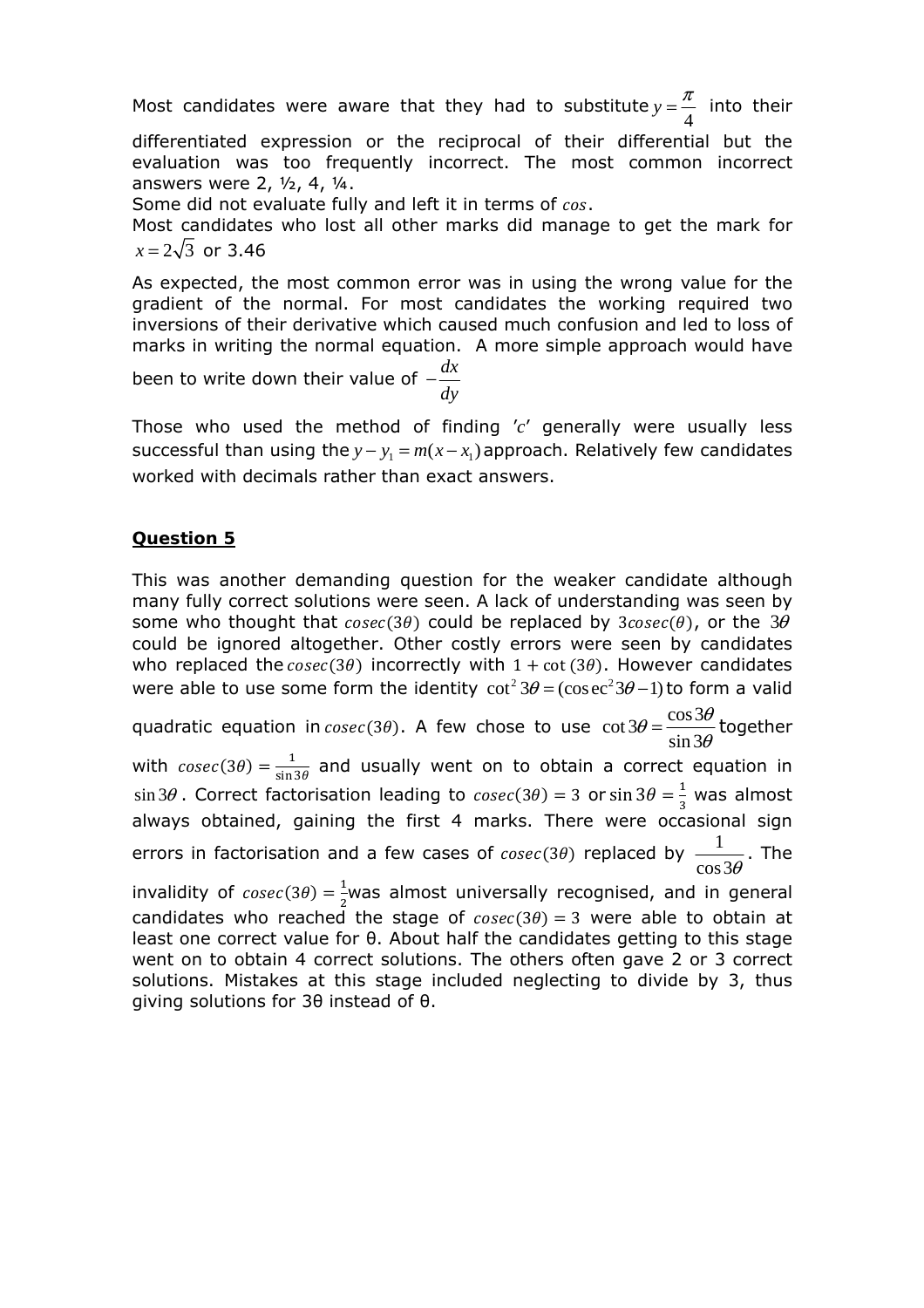Most candidates were aware that they had to substitute $y = \frac{\pi}{4}$ into their differentiated expression or the reciprocal of their differential but the evaluation was too frequently incorrect. The most common incorrect answers were 2, ½, 4, ¼.

Some did not evaluate fully and left it in terms of $cos$.

Most candidates who lost all other marks did manage to get the mark for $x = 2\sqrt{3}$ or 3.46

As expected, the most common error was in using the wrong value for the gradient of the normal. For most candidates the working required two inversions of their derivative which caused much confusion and led to loss of marks in writing the normal equation. A more simple approach would have been to write down their value of $-\frac{dx}{dy}$

Those who used the method of finding '$c$' generally were usually less successful than using the $y - y_1 = m(x - x_1)$ approach. Relatively few candidates worked with decimals rather than exact answers.

## Question 5

This was another demanding question for the weaker candidate although many fully correct solutions were seen. A lack of understanding was seen by some who thought that $cosec(3\theta)$ could be replaced by $3cosec(\theta)$, or the $3\theta$ could be ignored altogether. Other costly errors were seen by candidates who replaced the $cosec(3\theta)$ incorrectly with $1 + \cot(3\theta)$. However candidates were able to use some form the identity $\cot^2 3\theta = (\operatorname{cosec}^2 3\theta - 1)$ to form a valid quadratic equation in $cosec(3\theta)$. A few chose to use $\cot 3\theta = \frac{\cos 3\theta}{\sin 3\theta}$ together with $cosec(3\theta) = \frac{1}{\sin 3\theta}$ and usually went on to obtain a correct equation in $\sin 3\theta$. Correct factorisation leading to $cosec(3\theta) = 3$ or $\sin 3\theta = \frac{1}{3}$ was almost always obtained, gaining the first 4 marks. There were occasional sign errors in factorisation and a few cases of $cosec(3\theta)$ replaced by $\frac{1}{\cos 3\theta}$. The invalidity of $cosec(3\theta) = \frac{1}{2}$ was almost universally recognised, and in general candidates who reached the stage of $cosec(3\theta) = 3$ were able to obtain at least one correct value for θ. About half the candidates getting to this stage went on to obtain 4 correct solutions. The others often gave 2 or 3 correct solutions. Mistakes at this stage included neglecting to divide by 3, thus giving solutions for 3θ instead of θ.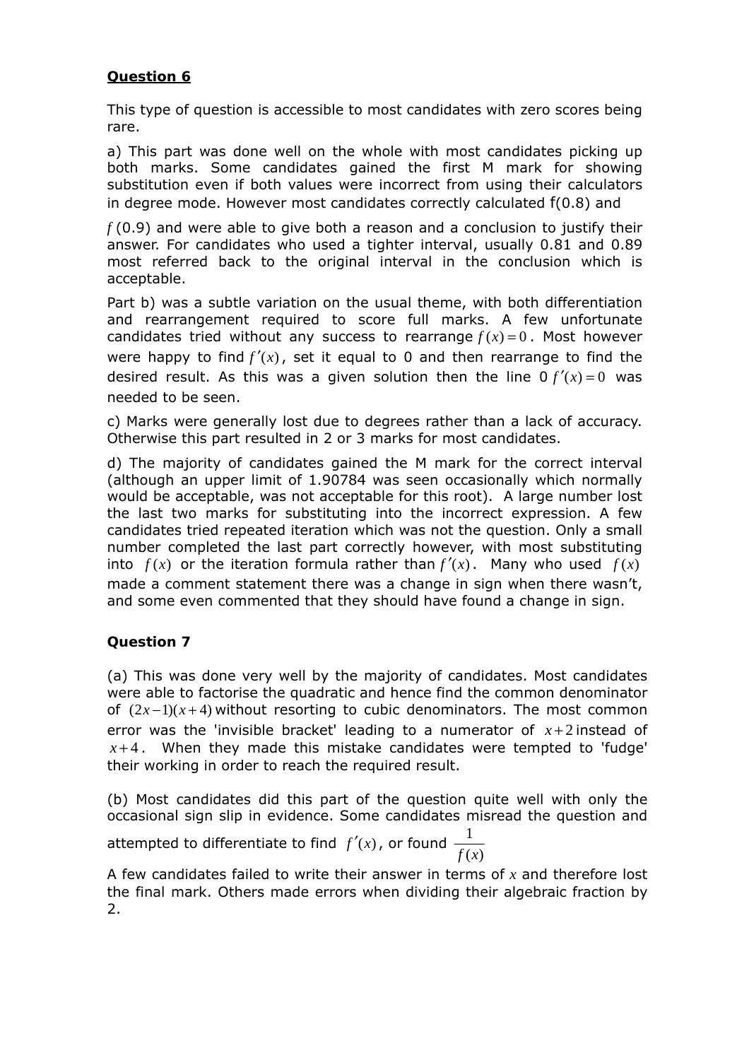**Question 6**

This type of question is accessible to most candidates with zero scores being rare.

a) This part was done well on the whole with most candidates picking up both marks. Some candidates gained the first M mark for showing substitution even if both values were incorrect from using their calculators in degree mode. However most candidates correctly calculated f(0.8) and $f$(0.9) and were able to give both a reason and a conclusion to justify their answer. For candidates who used a tighter interval, usually 0.81 and 0.89 most referred back to the original interval in the conclusion which is acceptable.

Part b) was a subtle variation on the usual theme, with both differentiation and rearrangement required to score full marks. A few unfortunate candidates tried without any success to rearrange $f(x)=0$. Most however were happy to find $f'(x)$, set it equal to 0 and then rearrange to find the desired result. As this was a given solution then the line 0 $f'(x)=0$ was needed to be seen.

c) Marks were generally lost due to degrees rather than a lack of accuracy. Otherwise this part resulted in 2 or 3 marks for most candidates.

d) The majority of candidates gained the M mark for the correct interval (although an upper limit of 1.90784 was seen occasionally which normally would be acceptable, was not acceptable for this root). A large number lost the last two marks for substituting into the incorrect expression. A few candidates tried repeated iteration which was not the question. Only a small number completed the last part correctly however, with most substituting into $f(x)$ or the iteration formula rather than $f'(x)$. Many who used $f(x)$ made a comment statement there was a change in sign when there wasn't, and some even commented that they should have found a change in sign.

**Question 7**

(a) This was done very well by the majority of candidates. Most candidates were able to factorise the quadratic and hence find the common denominator of $(2x-1)(x+4)$ without resorting to cubic denominators. The most common error was the 'invisible bracket' leading to a numerator of $x+2$ instead of $x+4$. When they made this mistake candidates were tempted to 'fudge' their working in order to reach the required result.

(b) Most candidates did this part of the question quite well with only the occasional sign slip in evidence. Some candidates misread the question and attempted to differentiate to find $f'(x)$, or found $\frac{1}{f(x)}$

A few candidates failed to write their answer in terms of $x$ and therefore lost the final mark. Others made errors when dividing their algebraic fraction by 2.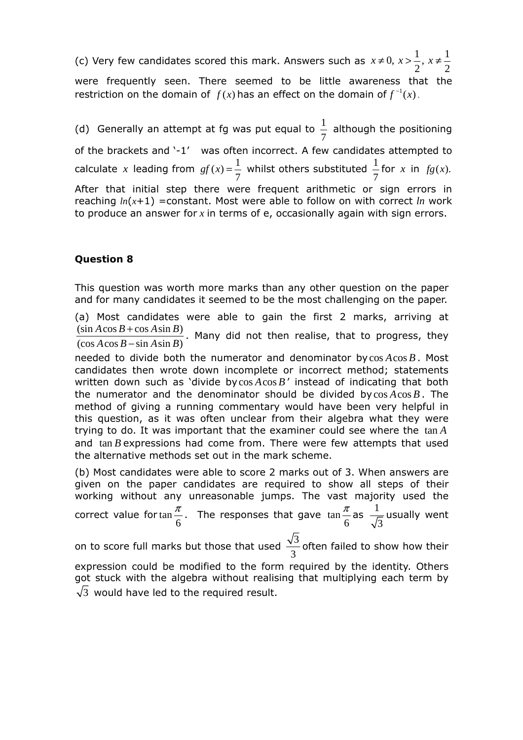(c) Very few candidates scored this mark. Answers such as $x \neq 0,\ x > \frac{1}{2},\ x \neq \frac{1}{2}$ were frequently seen. There seemed to be little awareness that the restriction on the domain of $f(x)$ has an effect on the domain of $f^{-1}(x)$.

(d) Generally an attempt at fg was put equal to $\frac{1}{7}$ although the positioning of the brackets and '-1' was often incorrect. A few candidates attempted to calculate $x$ leading from $gf(x) = \frac{1}{7}$ whilst others substituted $\frac{1}{7}$ for $x$ in $fg(x)$. After that initial step there were frequent arithmetic or sign errors in reaching $ln(x+1)$ =constant. Most were able to follow on with correct $ln$ work to produce an answer for $x$ in terms of e, occasionally again with sign errors.

**Question 8**

This question was worth more marks than any other question on the paper and for many candidates it seemed to be the most challenging on the paper.

(a) Most candidates were able to gain the first 2 marks, arriving at $\frac{(\sin A \cos B + \cos A \sin B)}{(\cos A \cos B - \sin A \sin B)}$. Many did not then realise, that to progress, they needed to divide both the numerator and denominator by $\cos A \cos B$. Most candidates then wrote down incomplete or incorrect method; statements written down such as 'divide by $\cos A \cos B$' instead of indicating that both the numerator and the denominator should be divided by $\cos A \cos B$. The method of giving a running commentary would have been very helpful in this question, as it was often unclear from their algebra what they were trying to do. It was important that the examiner could see where the $\tan A$ and $\tan B$ expressions had come from. There were few attempts that used the alternative methods set out in the mark scheme.

(b) Most candidates were able to score 2 marks out of 3. When answers are given on the paper candidates are required to show all steps of their working without any unreasonable jumps. The vast majority used the correct value for $\tan \frac{\pi}{6}$. The responses that gave $\tan \frac{\pi}{6}$ as $\frac{1}{\sqrt{3}}$ usually went on to score full marks but those that used $\frac{\sqrt{3}}{3}$ often failed to show how their expression could be modified to the form required by the identity. Others got stuck with the algebra without realising that multiplying each term by $\sqrt{3}$ would have led to the required result.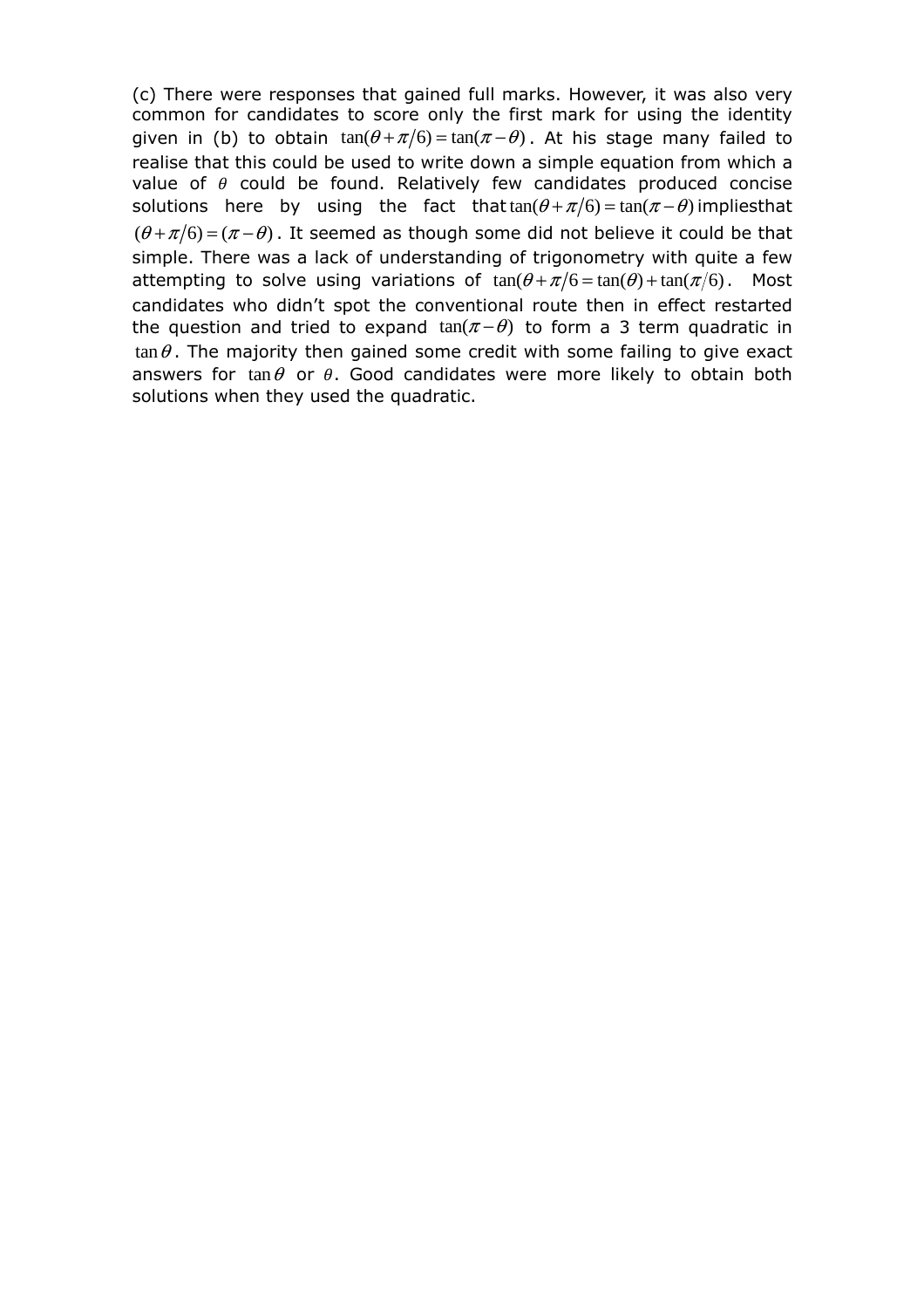(c) There were responses that gained full marks. However, it was also very common for candidates to score only the first mark for using the identity given in (b) to obtain $\tan(\theta + \pi/6) = \tan(\pi - \theta)$. At his stage many failed to realise that this could be used to write down a simple equation from which a value of $\theta$ could be found. Relatively few candidates produced concise solutions here by using the fact that $\tan(\theta + \pi/6) = \tan(\pi - \theta)$ impliesthat $(\theta + \pi/6) = (\pi - \theta)$. It seemed as though some did not believe it could be that simple. There was a lack of understanding of trigonometry with quite a few attempting to solve using variations of $\tan(\theta + \pi/6 = \tan(\theta) + \tan(\pi/6)$. Most candidates who didn't spot the conventional route then in effect restarted the question and tried to expand $\tan(\pi - \theta)$ to form a 3 term quadratic in $\tan\theta$. The majority then gained some credit with some failing to give exact answers for $\tan\theta$ or $\theta$. Good candidates were more likely to obtain both solutions when they used the quadratic.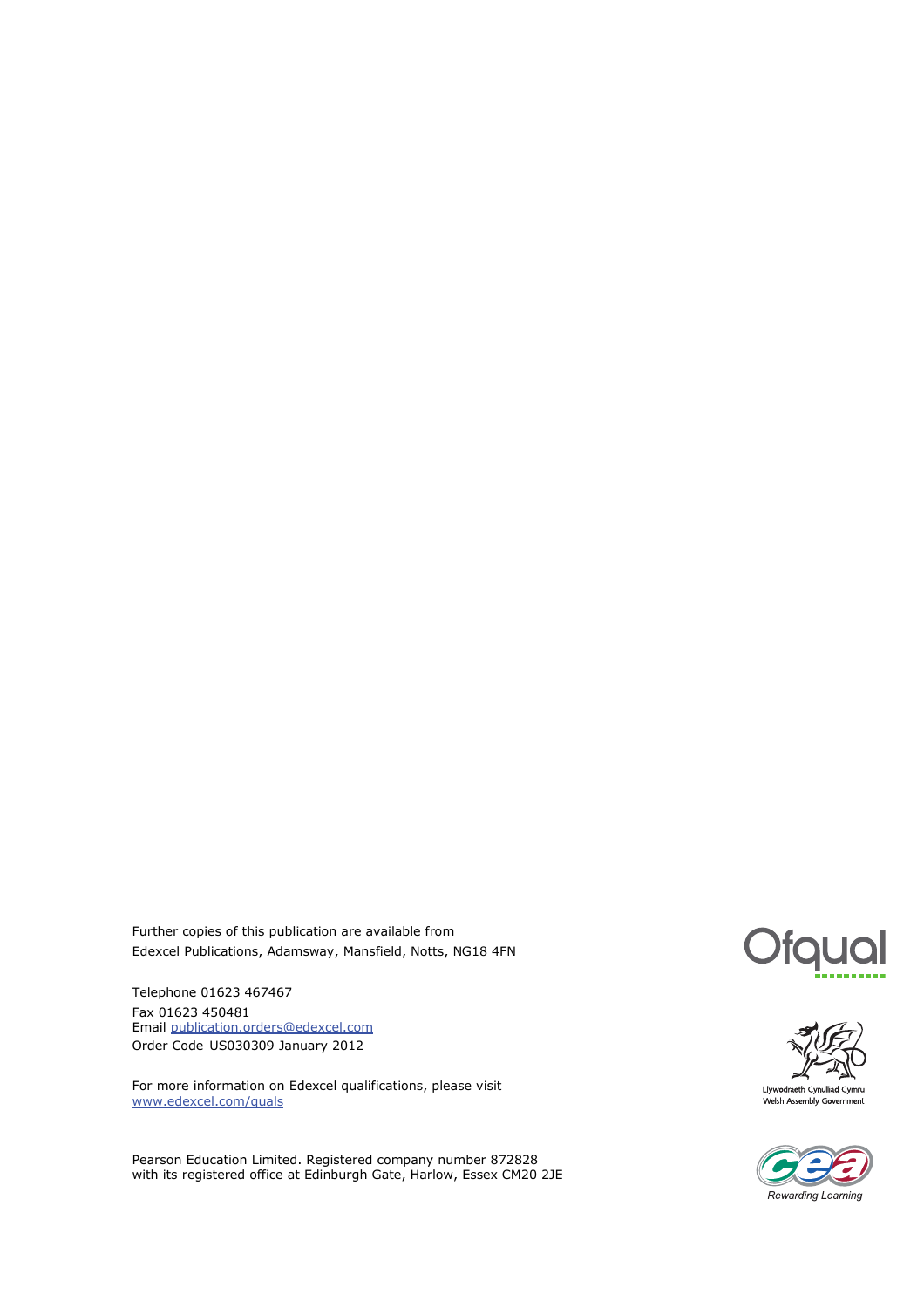Further copies of this publication are available from
Edexcel Publications, Adamsway, Mansfield, Notts, NG18 4FN

Telephone 01623 467467
Fax 01623 450481
Email publication.orders@edexcel.com
Order Code US030309 January 2012

For more information on Edexcel qualifications, please visit
www.edexcel.com/quals

Pearson Education Limited. Registered company number 872828
with its registered office at Edinburgh Gate, Harlow, Essex CM20 2JE

Ofqual

Llywodraeth Cynulliad Cymru
Welsh Assembly Government

Rewarding Learning